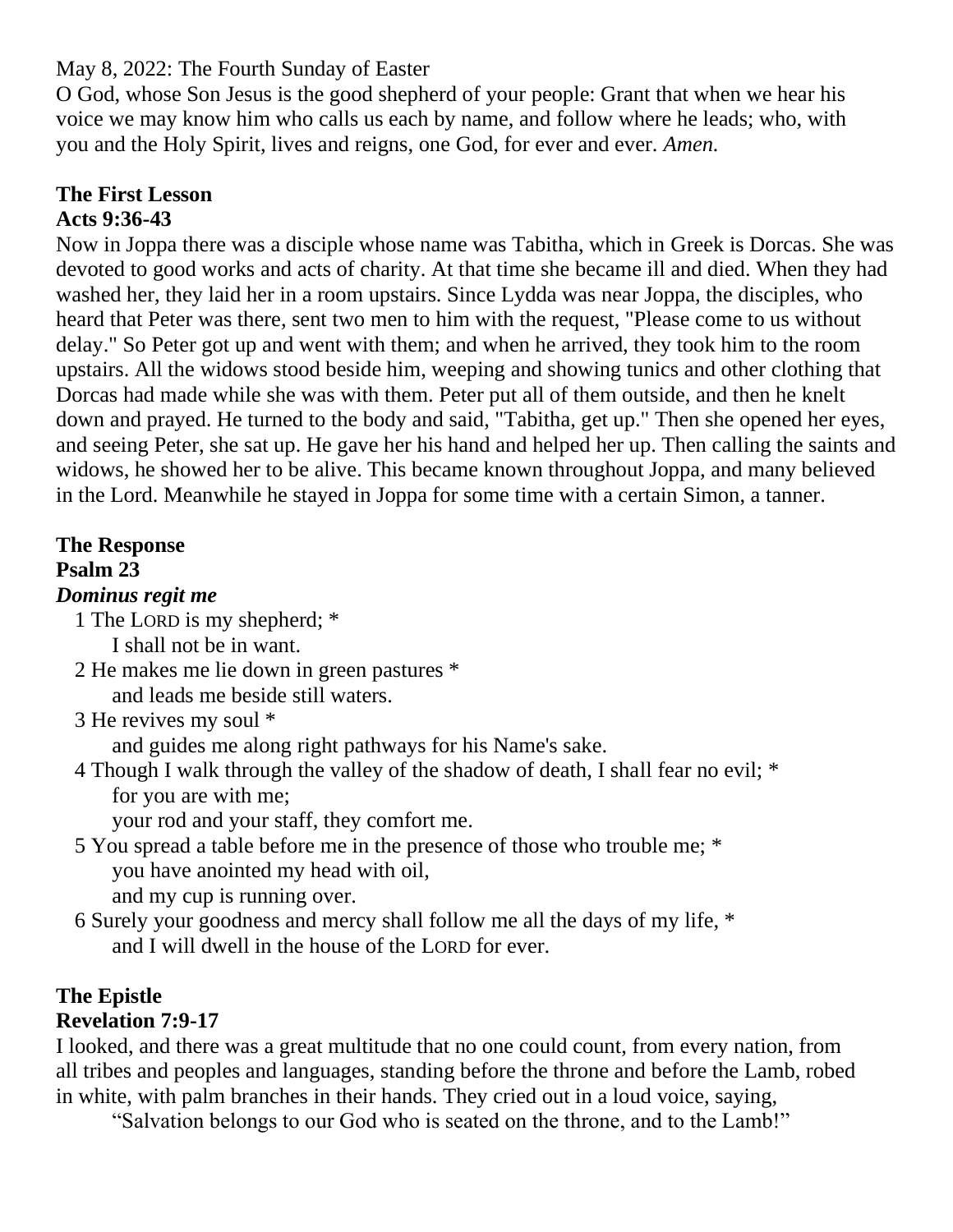May 8, 2022: The Fourth Sunday of Easter

O God, whose Son Jesus is the good shepherd of your people: Grant that when we hear his voice we may know him who calls us each by name, and follow where he leads; who, with you and the Holy Spirit, lives and reigns, one God, for ever and ever. *Amen.*

**The First Lesson**
**Acts 9:36-43**

Now in Joppa there was a disciple whose name was Tabitha, which in Greek is Dorcas. She was devoted to good works and acts of charity. At that time she became ill and died. When they had washed her, they laid her in a room upstairs. Since Lydda was near Joppa, the disciples, who heard that Peter was there, sent two men to him with the request, "Please come to us without delay." So Peter got up and went with them; and when he arrived, they took him to the room upstairs. All the widows stood beside him, weeping and showing tunics and other clothing that Dorcas had made while she was with them. Peter put all of them outside, and then he knelt down and prayed. He turned to the body and said, "Tabitha, get up." Then she opened her eyes, and seeing Peter, she sat up. He gave her his hand and helped her up. Then calling the saints and widows, he showed her to be alive. This became known throughout Joppa, and many believed in the Lord. Meanwhile he stayed in Joppa for some time with a certain Simon, a tanner.

**The Response**
**Psalm 23**
***Dominus regit me***

1 The LORD is my shepherd; *
    I shall not be in want.

2 He makes me lie down in green pastures *
    and leads me beside still waters.

3 He revives my soul *
    and guides me along right pathways for his Name's sake.

4 Though I walk through the valley of the shadow of death, I shall fear no evil; *
    for you are with me;
    your rod and your staff, they comfort me.

5 You spread a table before me in the presence of those who trouble me; *
    you have anointed my head with oil,
    and my cup is running over.

6 Surely your goodness and mercy shall follow me all the days of my life, *
    and I will dwell in the house of the LORD for ever.

**The Epistle**
**Revelation 7:9-17**

I looked, and there was a great multitude that no one could count, from every nation, from all tribes and peoples and languages, standing before the throne and before the Lamb, robed in white, with palm branches in their hands. They cried out in a loud voice, saying,

"Salvation belongs to our God who is seated on the throne, and to the Lamb!"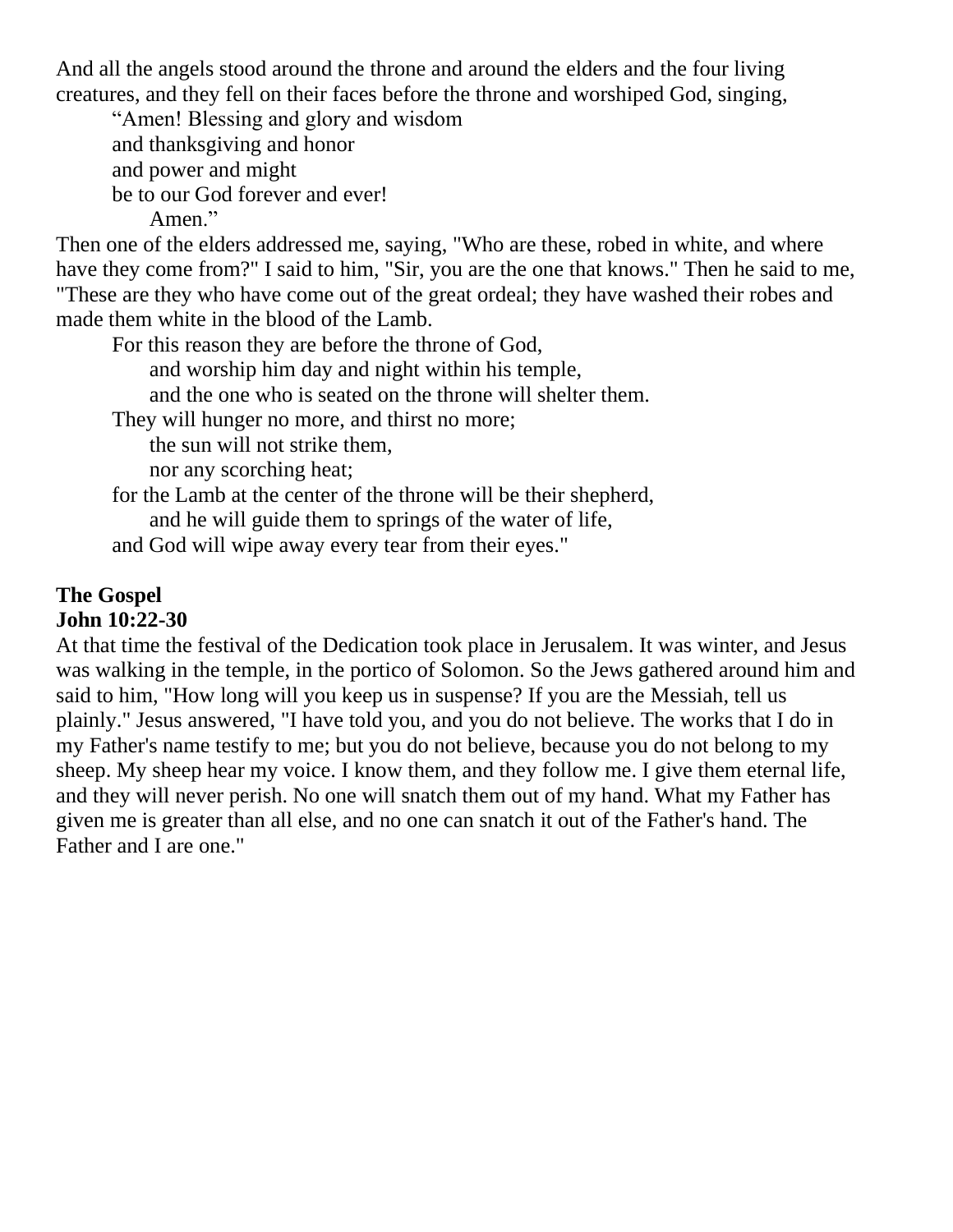And all the angels stood around the throne and around the elders and the four living creatures, and they fell on their faces before the throne and worshiped God, singing,

> "Amen! Blessing and glory and wisdom  
> and thanksgiving and honor  
> and power and might  
> be to our God forever and ever!  
> Amen."

Then one of the elders addressed me, saying, "Who are these, robed in white, and where have they come from?" I said to him, "Sir, you are the one that knows." Then he said to me, "These are they who have come out of the great ordeal; they have washed their robes and made them white in the blood of the Lamb.

> For this reason they are before the throne of God,  
> and worship him day and night within his temple,  
> and the one who is seated on the throne will shelter them.  
> They will hunger no more, and thirst no more;  
> the sun will not strike them,  
> nor any scorching heat;  
> for the Lamb at the center of the throne will be their shepherd,  
> and he will guide them to springs of the water of life,  
> and God will wipe away every tear from their eyes."

**The Gospel**  
**John 10:22-30**

At that time the festival of the Dedication took place in Jerusalem. It was winter, and Jesus was walking in the temple, in the portico of Solomon. So the Jews gathered around him and said to him, "How long will you keep us in suspense? If you are the Messiah, tell us plainly." Jesus answered, "I have told you, and you do not believe. The works that I do in my Father's name testify to me; but you do not believe, because you do not belong to my sheep. My sheep hear my voice. I know them, and they follow me. I give them eternal life, and they will never perish. No one will snatch them out of my hand. What my Father has given me is greater than all else, and no one can snatch it out of the Father's hand. The Father and I are one."